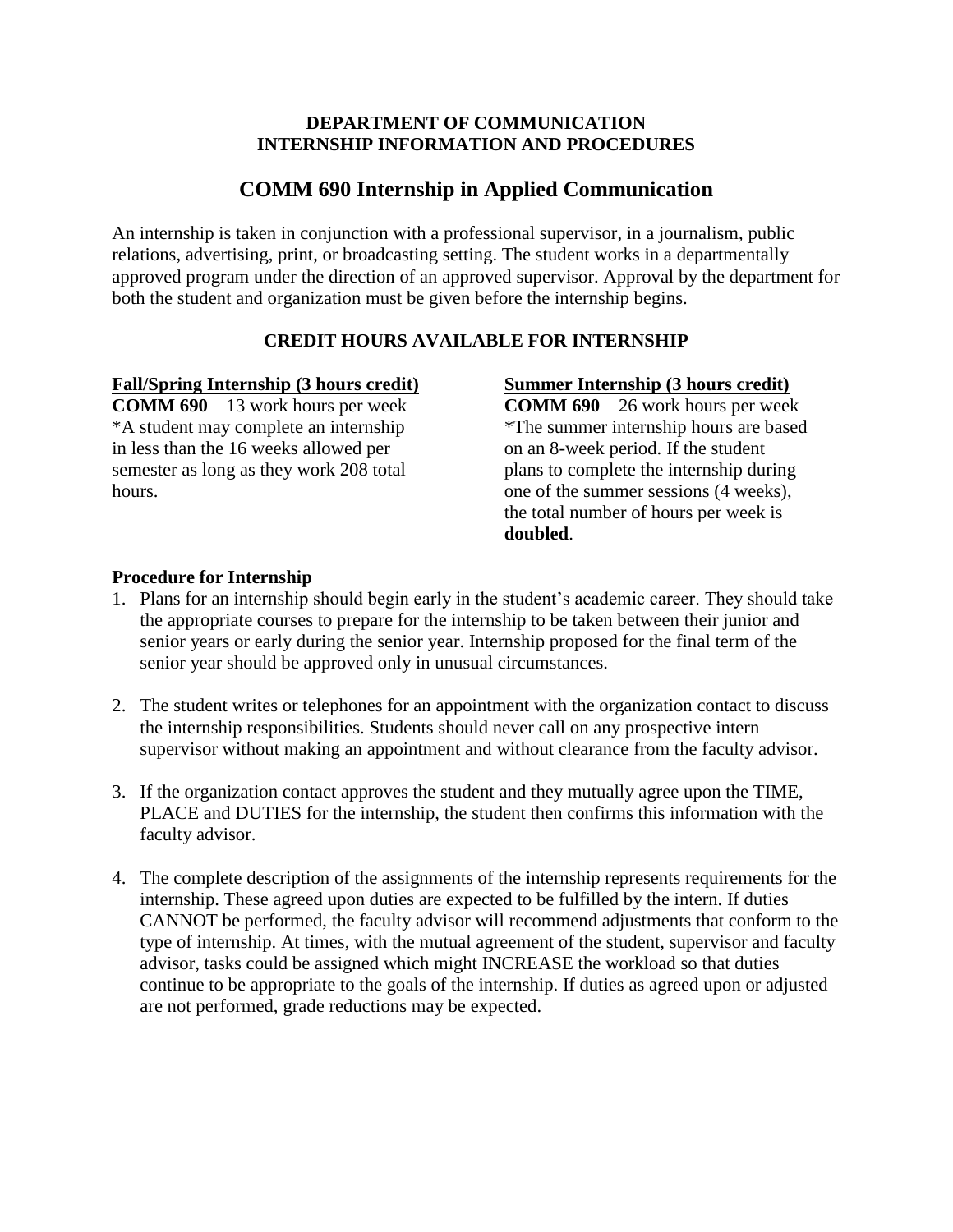**DEPARTMENT OF COMMUNICATION**
**INTERNSHIP INFORMATION AND PROCEDURES**

# COMM 690 Internship in Applied Communication

An internship is taken in conjunction with a professional supervisor, in a journalism, public relations, advertising, print, or broadcasting setting. The student works in a departmentally approved program under the direction of an approved supervisor. Approval by the department for both the student and organization must be given before the internship begins.

## CREDIT HOURS AVAILABLE FOR INTERNSHIP

**Fall/Spring Internship (3 hours credit)**
**COMM 690**—13 work hours per week
*A student may complete an internship in less than the 16 weeks allowed per semester as long as they work 208 total hours.

**Summer Internship (3 hours credit)**
**COMM 690**—26 work hours per week
*The summer internship hours are based on an 8-week period. If the student plans to complete the internship during one of the summer sessions (4 weeks), the total number of hours per week is **doubled**.

### Procedure for Internship

1. Plans for an internship should begin early in the student's academic career. They should take the appropriate courses to prepare for the internship to be taken between their junior and senior years or early during the senior year. Internship proposed for the final term of the senior year should be approved only in unusual circumstances.

2. The student writes or telephones for an appointment with the organization contact to discuss the internship responsibilities. Students should never call on any prospective intern supervisor without making an appointment and without clearance from the faculty advisor.

3. If the organization contact approves the student and they mutually agree upon the TIME, PLACE and DUTIES for the internship, the student then confirms this information with the faculty advisor.

4. The complete description of the assignments of the internship represents requirements for the internship. These agreed upon duties are expected to be fulfilled by the intern. If duties CANNOT be performed, the faculty advisor will recommend adjustments that conform to the type of internship. At times, with the mutual agreement of the student, supervisor and faculty advisor, tasks could be assigned which might INCREASE the workload so that duties continue to be appropriate to the goals of the internship. If duties as agreed upon or adjusted are not performed, grade reductions may be expected.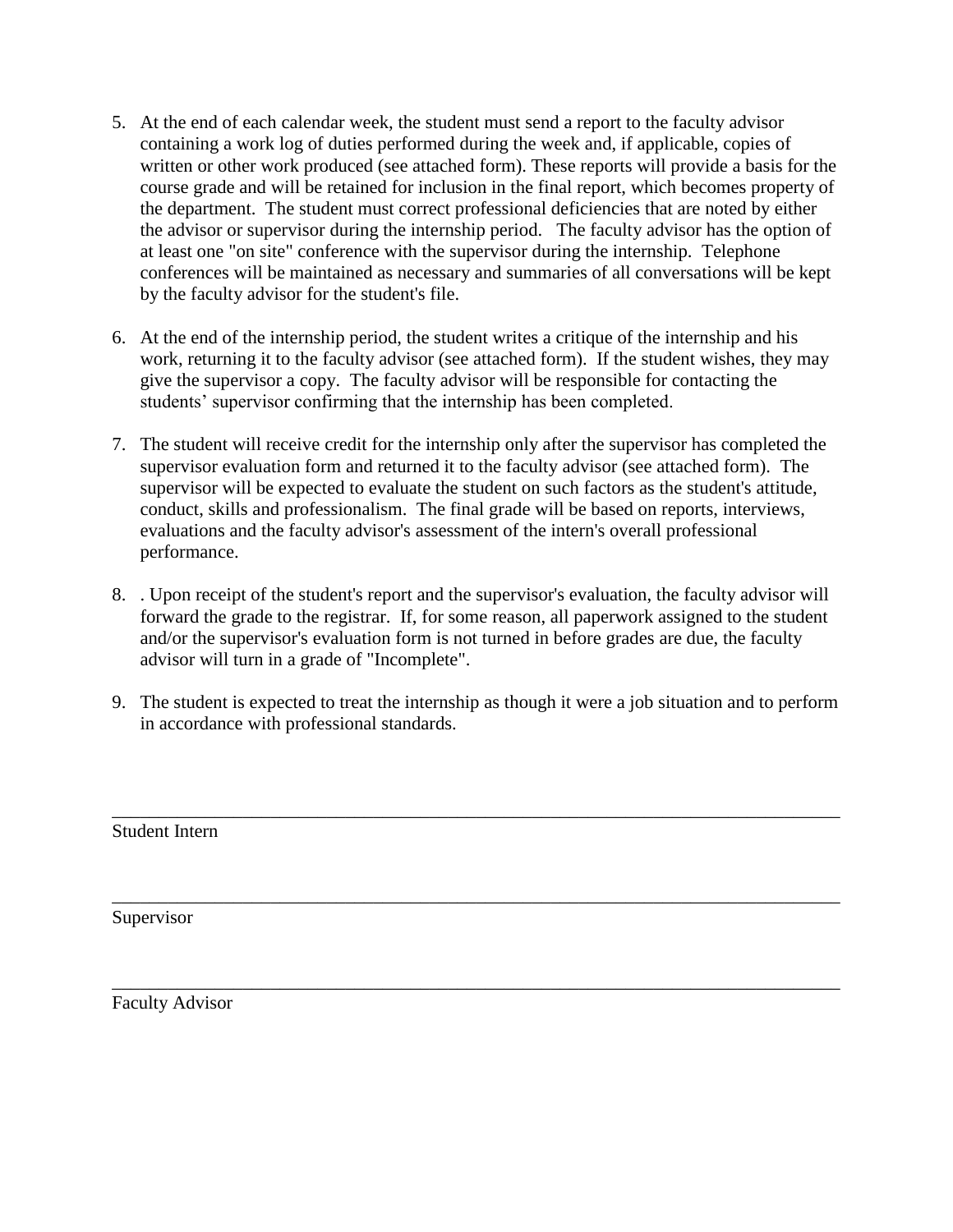5. At the end of each calendar week, the student must send a report to the faculty advisor containing a work log of duties performed during the week and, if applicable, copies of written or other work produced (see attached form). These reports will provide a basis for the course grade and will be retained for inclusion in the final report, which becomes property of the department. The student must correct professional deficiencies that are noted by either the advisor or supervisor during the internship period. The faculty advisor has the option of at least one "on site" conference with the supervisor during the internship. Telephone conferences will be maintained as necessary and summaries of all conversations will be kept by the faculty advisor for the student's file.

6. At the end of the internship period, the student writes a critique of the internship and his work, returning it to the faculty advisor (see attached form). If the student wishes, they may give the supervisor a copy. The faculty advisor will be responsible for contacting the students' supervisor confirming that the internship has been completed.

7. The student will receive credit for the internship only after the supervisor has completed the supervisor evaluation form and returned it to the faculty advisor (see attached form). The supervisor will be expected to evaluate the student on such factors as the student's attitude, conduct, skills and professionalism. The final grade will be based on reports, interviews, evaluations and the faculty advisor's assessment of the intern's overall professional performance.

8. . Upon receipt of the student's report and the supervisor's evaluation, the faculty advisor will forward the grade to the registrar. If, for some reason, all paperwork assigned to the student and/or the supervisor's evaluation form is not turned in before grades are due, the faculty advisor will turn in a grade of "Incomplete".

9. The student is expected to treat the internship as though it were a job situation and to perform in accordance with professional standards.

\_\_\_\_\_\_\_\_\_\_\_\_\_\_\_\_\_\_\_\_\_\_\_\_\_\_\_\_\_\_\_\_\_\_\_\_\_\_\_\_\_\_\_\_\_\_\_\_\_\_\_\_\_\_\_\_\_\_\_\_

Student Intern

\_\_\_\_\_\_\_\_\_\_\_\_\_\_\_\_\_\_\_\_\_\_\_\_\_\_\_\_\_\_\_\_\_\_\_\_\_\_\_\_\_\_\_\_\_\_\_\_\_\_\_\_\_\_\_\_\_\_\_\_

Supervisor

\_\_\_\_\_\_\_\_\_\_\_\_\_\_\_\_\_\_\_\_\_\_\_\_\_\_\_\_\_\_\_\_\_\_\_\_\_\_\_\_\_\_\_\_\_\_\_\_\_\_\_\_\_\_\_\_\_\_\_\_

Faculty Advisor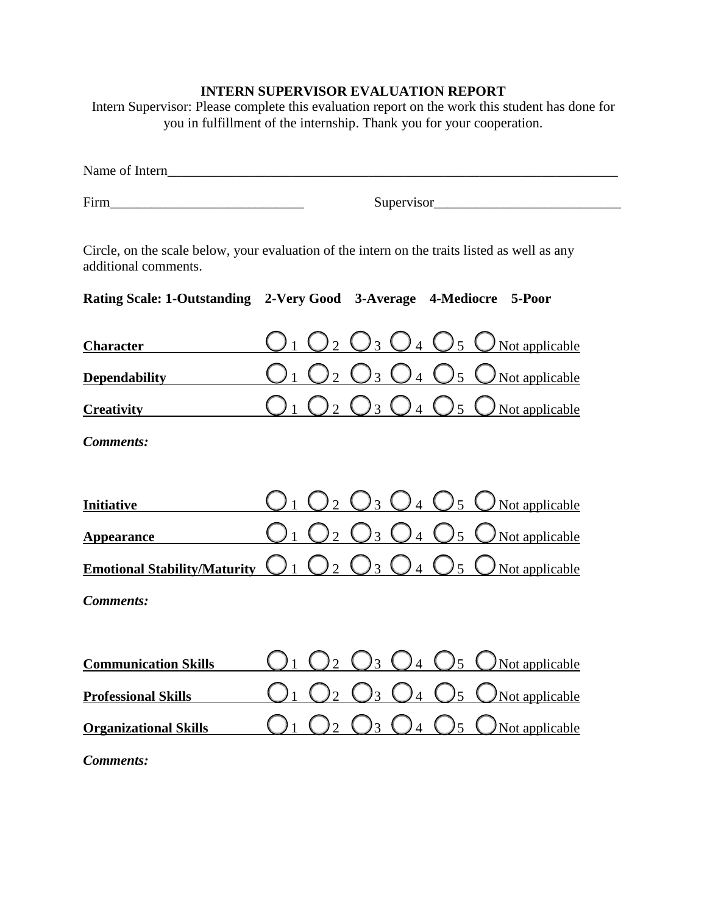**INTERN SUPERVISOR EVALUATION REPORT**

Intern Supervisor: Please complete this evaluation report on the work this student has done for you in fulfillment of the internship. Thank you for your cooperation.

Name of Intern_____________________________________________________________________

Firm____________________________ Supervisor___________________________

Circle, on the scale below, your evaluation of the intern on the traits listed as well as any additional comments.

**Rating Scale: 1-Outstanding 2-Very Good 3-Average 4-Mediocre 5-Poor**

| | | | | | | |
|---|---|---|---|---|---|---|
| **Character** | ◯ 1 | ◯ 2 | ◯ 3 | ◯ 4 | ◯ 5 | ◯ Not applicable |
| **Dependability** | ◯ 1 | ◯ 2 | ◯ 3 | ◯ 4 | ◯ 5 | ◯ Not applicable |
| **Creativity** | ◯ 1 | ◯ 2 | ◯ 3 | ◯ 4 | ◯ 5 | ◯ Not applicable |

***Comments:***

| | | | | | | |
|---|---|---|---|---|---|---|
| **Initiative** | ◯ 1 | ◯ 2 | ◯ 3 | ◯ 4 | ◯ 5 | ◯ Not applicable |
| **Appearance** | ◯ 1 | ◯ 2 | ◯ 3 | ◯ 4 | ◯ 5 | ◯ Not applicable |
| **Emotional Stability/Maturity** | ◯ 1 | ◯ 2 | ◯ 3 | ◯ 4 | ◯ 5 | ◯ Not applicable |

***Comments:***

| | | | | | | |
|---|---|---|---|---|---|---|
| **Communication Skills** | ◯ 1 | ◯ 2 | ◯ 3 | ◯ 4 | ◯ 5 | ◯ Not applicable |
| **Professional Skills** | ◯ 1 | ◯ 2 | ◯ 3 | ◯ 4 | ◯ 5 | ◯ Not applicable |
| **Organizational Skills** | ◯ 1 | ◯ 2 | ◯ 3 | ◯ 4 | ◯ 5 | ◯ Not applicable |

***Comments:***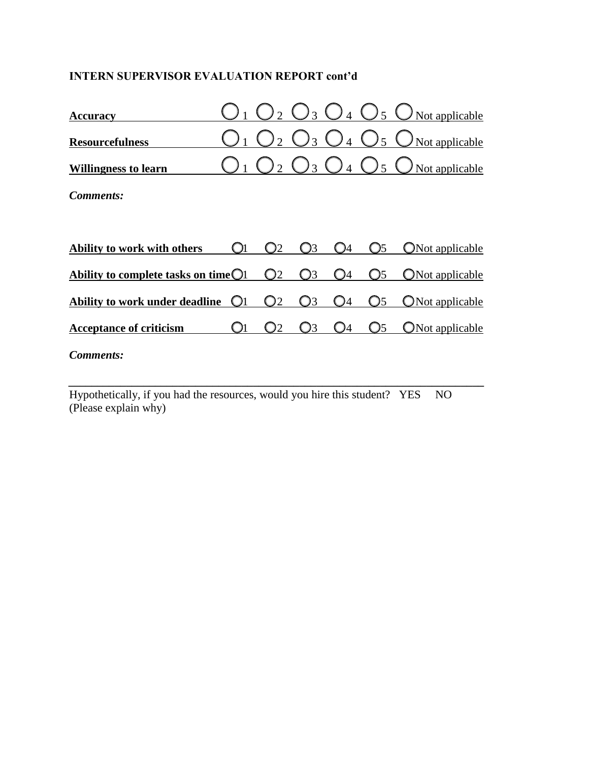**INTERN SUPERVISOR EVALUATION REPORT cont'd**

| | | | | | | |
|---|---|---|---|---|---|---|
| **Accuracy** | ○ 1 | ○ 2 | ○ 3 | ○ 4 | ○ 5 | ○ Not applicable |
| **Resourcefulness** | ○ 1 | ○ 2 | ○ 3 | ○ 4 | ○ 5 | ○ Not applicable |
| **Willingness to learn** | ○ 1 | ○ 2 | ○ 3 | ○ 4 | ○ 5 | ○ Not applicable |

***Comments:***

| | | | | | | |
|---|---|---|---|---|---|---|
| **Ability to work with others** | ○ 1 | ○ 2 | ○ 3 | ○ 4 | ○ 5 | ○ Not applicable |
| **Ability to complete tasks on time** | ○ 1 | ○ 2 | ○ 3 | ○ 4 | ○ 5 | ○ Not applicable |
| **Ability to work under deadline** | ○ 1 | ○ 2 | ○ 3 | ○ 4 | ○ 5 | ○ Not applicable |
| **Acceptance of criticism** | ○ 1 | ○ 2 | ○ 3 | ○ 4 | ○ 5 | ○ Not applicable |

***Comments:***

---

Hypothetically, if you had the resources, would you hire this student? YES NO
(Please explain why)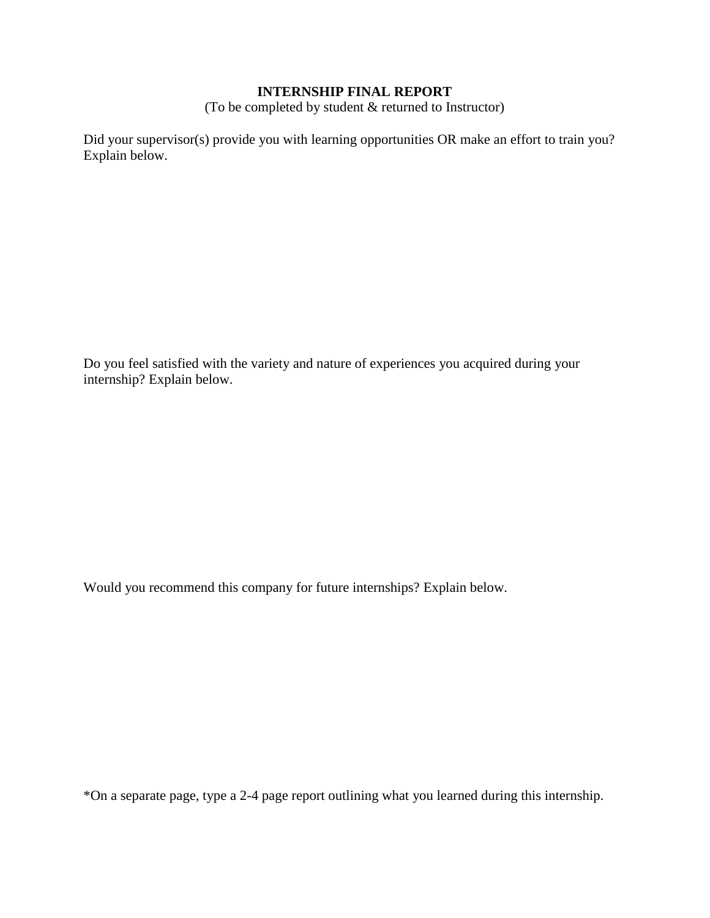# INTERNSHIP FINAL REPORT

(To be completed by student & returned to Instructor)

Did your supervisor(s) provide you with learning opportunities OR make an effort to train you? Explain below.

Do you feel satisfied with the variety and nature of experiences you acquired during your internship? Explain below.

Would you recommend this company for future internships? Explain below.

*On a separate page, type a 2-4 page report outlining what you learned during this internship.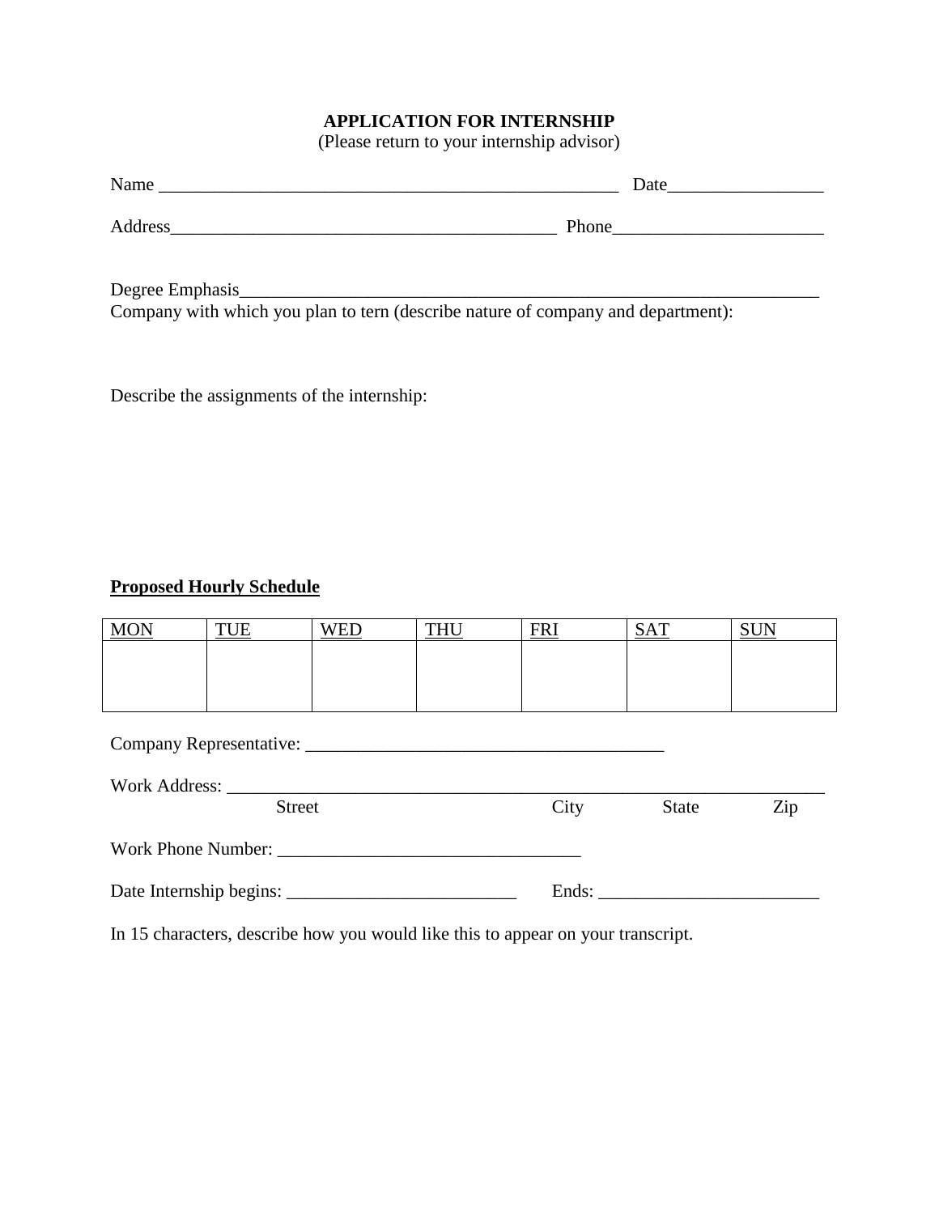**APPLICATION FOR INTERNSHIP**
(Please return to your internship advisor)

Name ____________________________________________________ Date_________________

Address__________________________________________ Phone_______________________

Degree Emphasis_________________________________________________________________

Company with which you plan to tern (describe nature of company and department):

Describe the assignments of the internship:

**Proposed Hourly Schedule**

| MON | TUE | WED | THU | FRI | SAT | SUN |
|---|---|---|---|---|---|---|
| | | | | | | |

Company Representative: _______________________________________

Work Address: __________________________________________________________________
Street City State Zip

Work Phone Number: _________________________________

Date Internship begins: _________________________ Ends: ________________________

In 15 characters, describe how you would like this to appear on your transcript.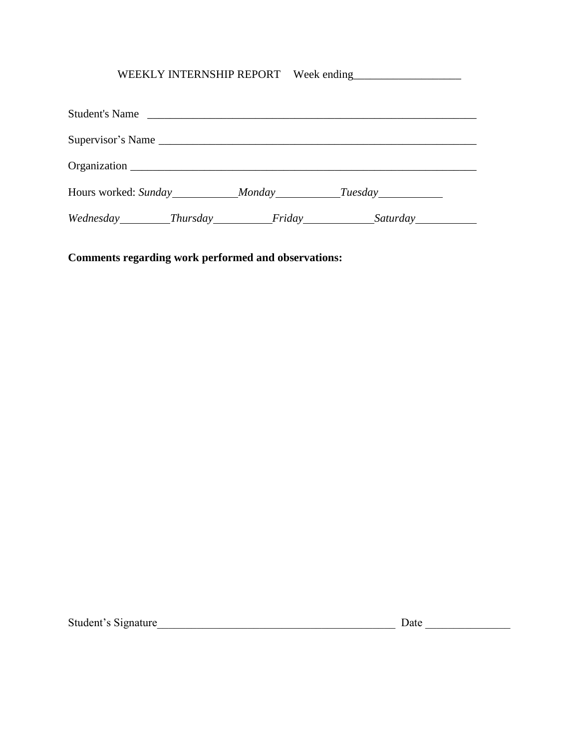WEEKLY INTERNSHIP REPORT Week ending___________________

Student's Name ___________________________________________________________

Supervisor's Name _________________________________________________________

Organization _____________________________________________________________

Hours worked: *Sunday*___________*Monday*___________*Tuesday*___________

*Wednesday*_________*Thursday*__________*Friday*____________*Saturday*__________

**Comments regarding work performed and observations:**

Student's Signature___________________________________________ Date _______________